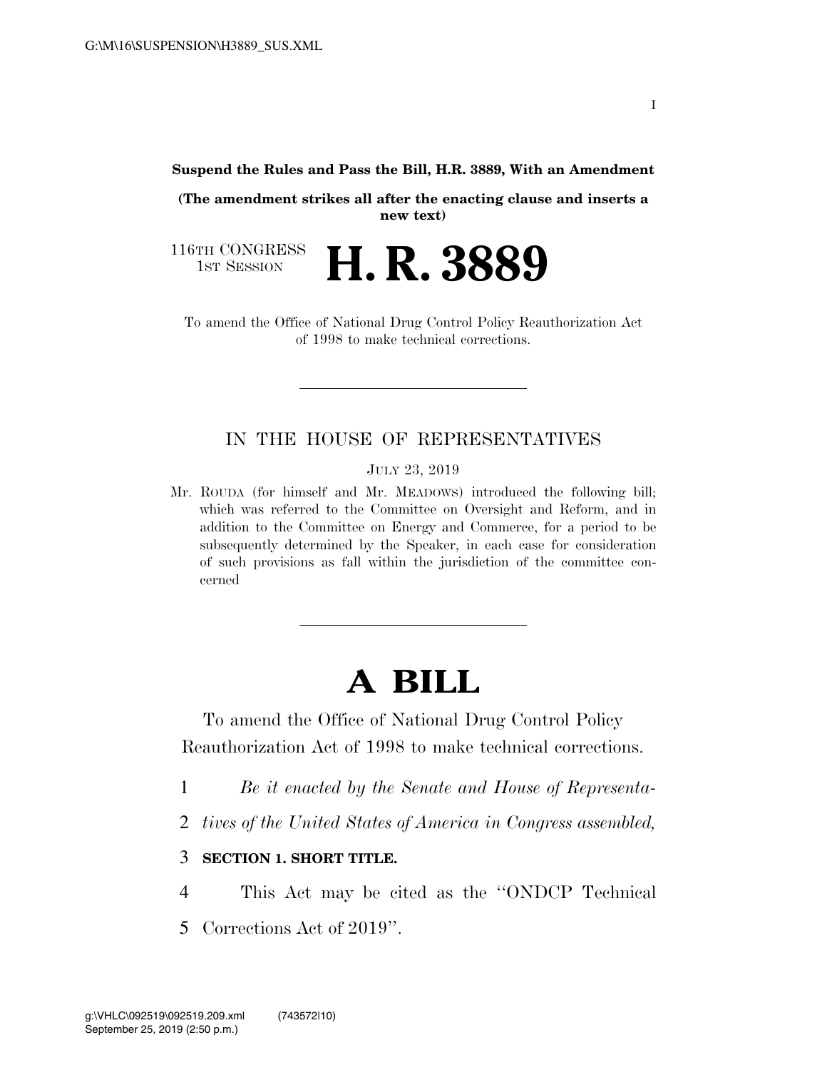**Suspend the Rules and Pass the Bill, H.R. 3889, With an Amendment**

**(The amendment strikes all after the enacting clause and inserts a new text)**

116TH CONGRESS
1ST SESSION

# H. R. 3889

To amend the Office of National Drug Control Policy Reauthorization Act of 1998 to make technical corrections.

---

IN THE HOUSE OF REPRESENTATIVES

JULY 23, 2019

Mr. ROUDA (for himself and Mr. MEADOWS) introduced the following bill; which was referred to the Committee on Oversight and Reform, and in addition to the Committee on Energy and Commerce, for a period to be subsequently determined by the Speaker, in each case for consideration of such provisions as fall within the jurisdiction of the committee concerned

---

# A BILL

To amend the Office of National Drug Control Policy Reauthorization Act of 1998 to make technical corrections.

1 *Be it enacted by the Senate and House of Representa-*
2 *tives of the United States of America in Congress assembled,*

3 **SECTION 1. SHORT TITLE.**

4 This Act may be cited as the "ONDCP Technical
5 Corrections Act of 2019".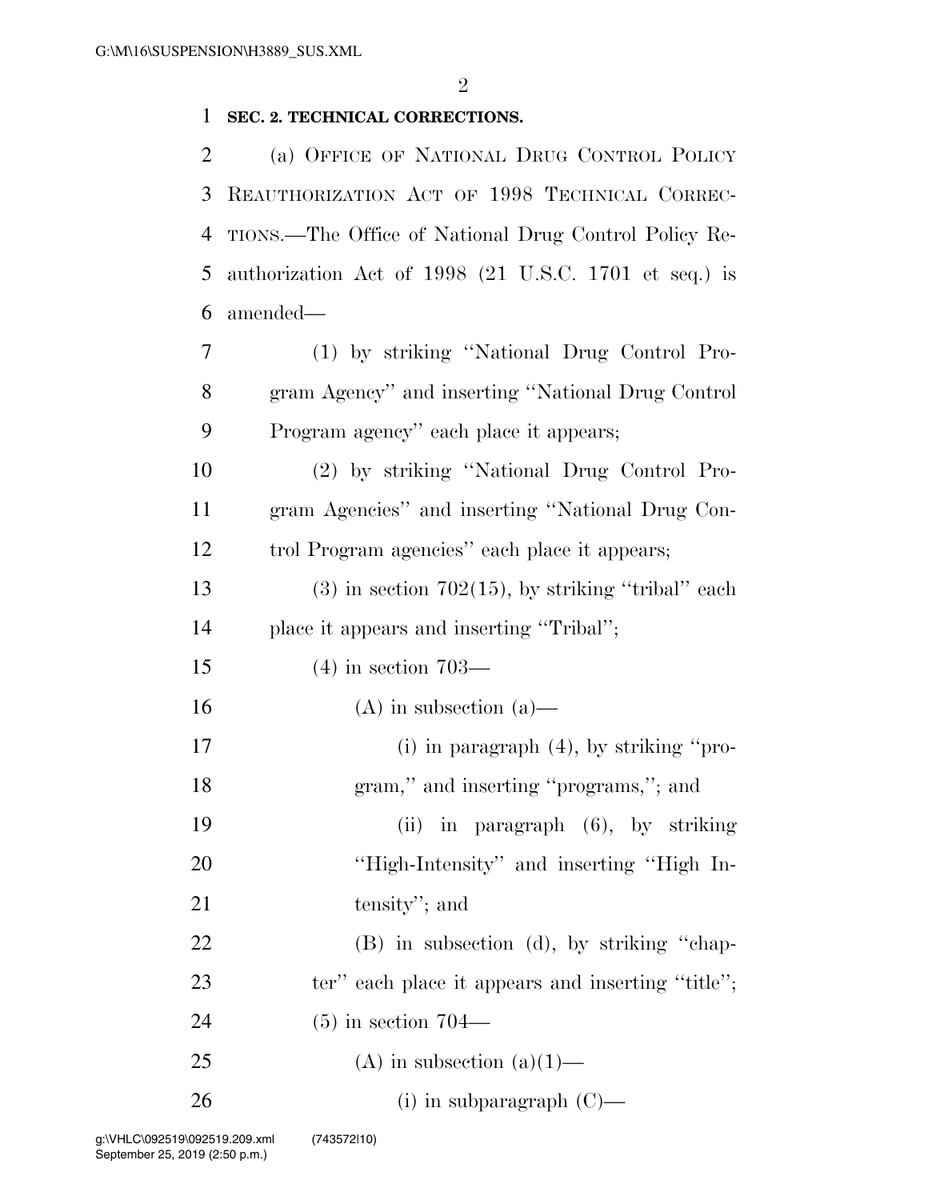**SEC. 2. TECHNICAL CORRECTIONS.**

(a) OFFICE OF NATIONAL DRUG CONTROL POLICY REAUTHORIZATION ACT OF 1998 TECHNICAL CORRECTIONS.—The Office of National Drug Control Policy Reauthorization Act of 1998 (21 U.S.C. 1701 et seq.) is amended—

(1) by striking ''National Drug Control Program Agency'' and inserting ''National Drug Control Program agency'' each place it appears;

(2) by striking ''National Drug Control Program Agencies'' and inserting ''National Drug Control Program agencies'' each place it appears;

(3) in section 702(15), by striking ''tribal'' each place it appears and inserting ''Tribal'';

(4) in section 703—

(A) in subsection (a)—

(i) in paragraph (4), by striking ''program,'' and inserting ''programs,''; and

(ii) in paragraph (6), by striking ''High-Intensity'' and inserting ''High Intensity''; and

(B) in subsection (d), by striking ''chapter'' each place it appears and inserting ''title'';

(5) in section 704—

(A) in subsection (a)(1)—

(i) in subparagraph (C)—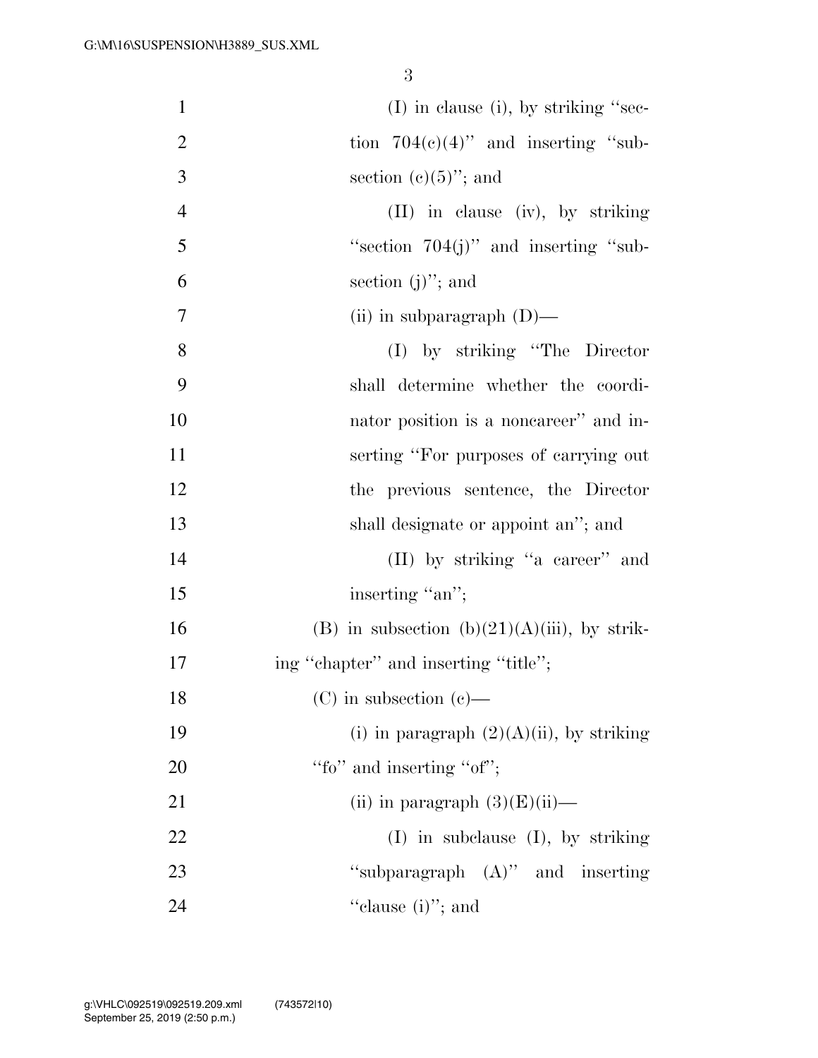(I) in clause (i), by striking "section 704(c)(4)" and inserting "subsection (c)(5)"; and

(II) in clause (iv), by striking "section 704(j)" and inserting "subsection (j)"; and

(ii) in subparagraph (D)—

(I) by striking "The Director shall determine whether the coordinator position is a noncareer" and inserting "For purposes of carrying out the previous sentence, the Director shall designate or appoint an"; and

(II) by striking "a career" and inserting "an";

(B) in subsection (b)(21)(A)(iii), by striking "chapter" and inserting "title";

(C) in subsection (c)—

(i) in paragraph (2)(A)(ii), by striking "fo" and inserting "of";

(ii) in paragraph (3)(E)(ii)—

(I) in subclause (I), by striking "subparagraph (A)" and inserting "clause (i)"; and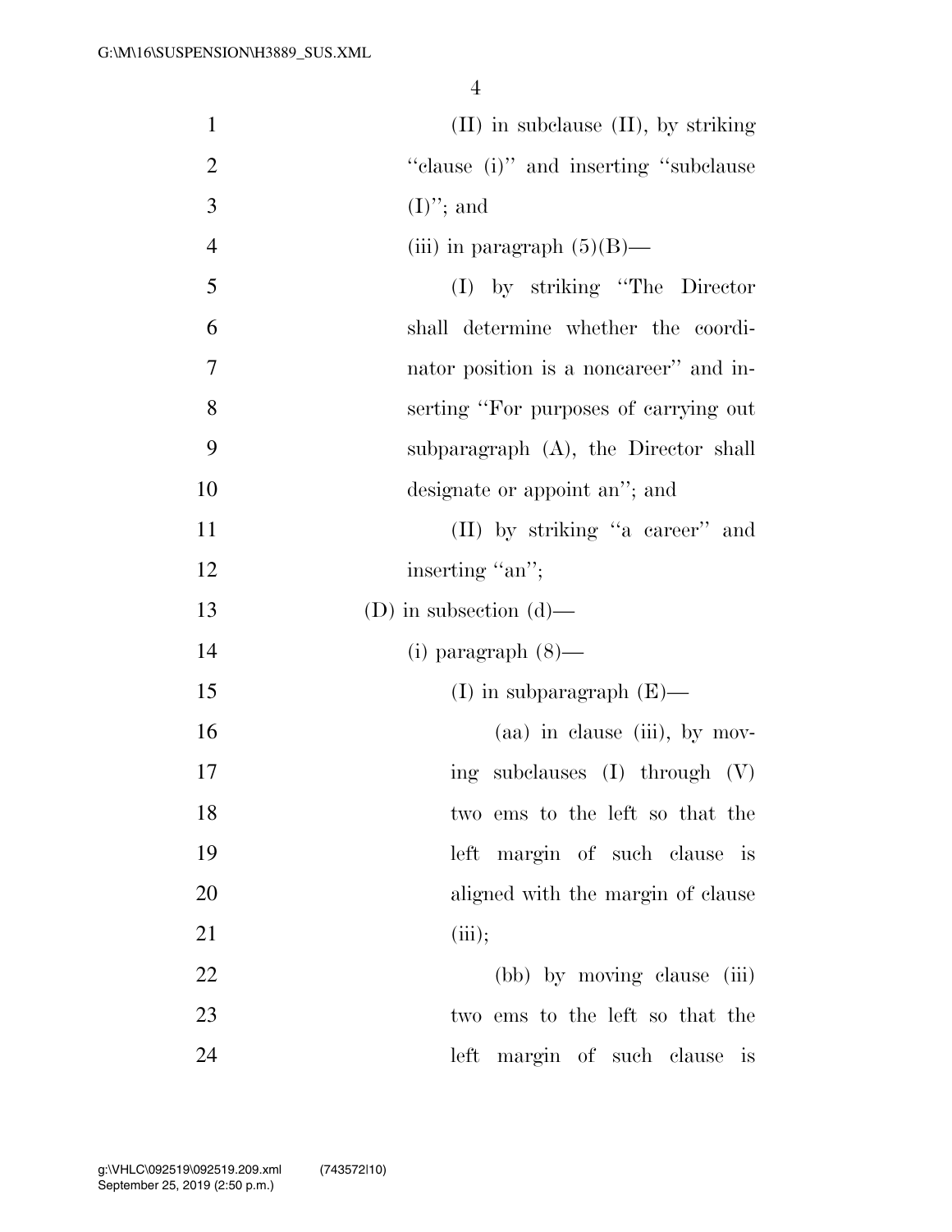(II) in subclause (II), by striking "clause (i)" and inserting "subclause (I)"; and

(iii) in paragraph (5)(B)—

(I) by striking "The Director shall determine whether the coordinator position is a noncareer" and inserting "For purposes of carrying out subparagraph (A), the Director shall designate or appoint an"; and

(II) by striking "a career" and inserting "an";

(D) in subsection (d)—

(i) paragraph (8)—

(I) in subparagraph (E)—

(aa) in clause (iii), by moving subclauses (I) through (V) two ems to the left so that the left margin of such clause is aligned with the margin of clause (iii);

(bb) by moving clause (iii) two ems to the left so that the left margin of such clause is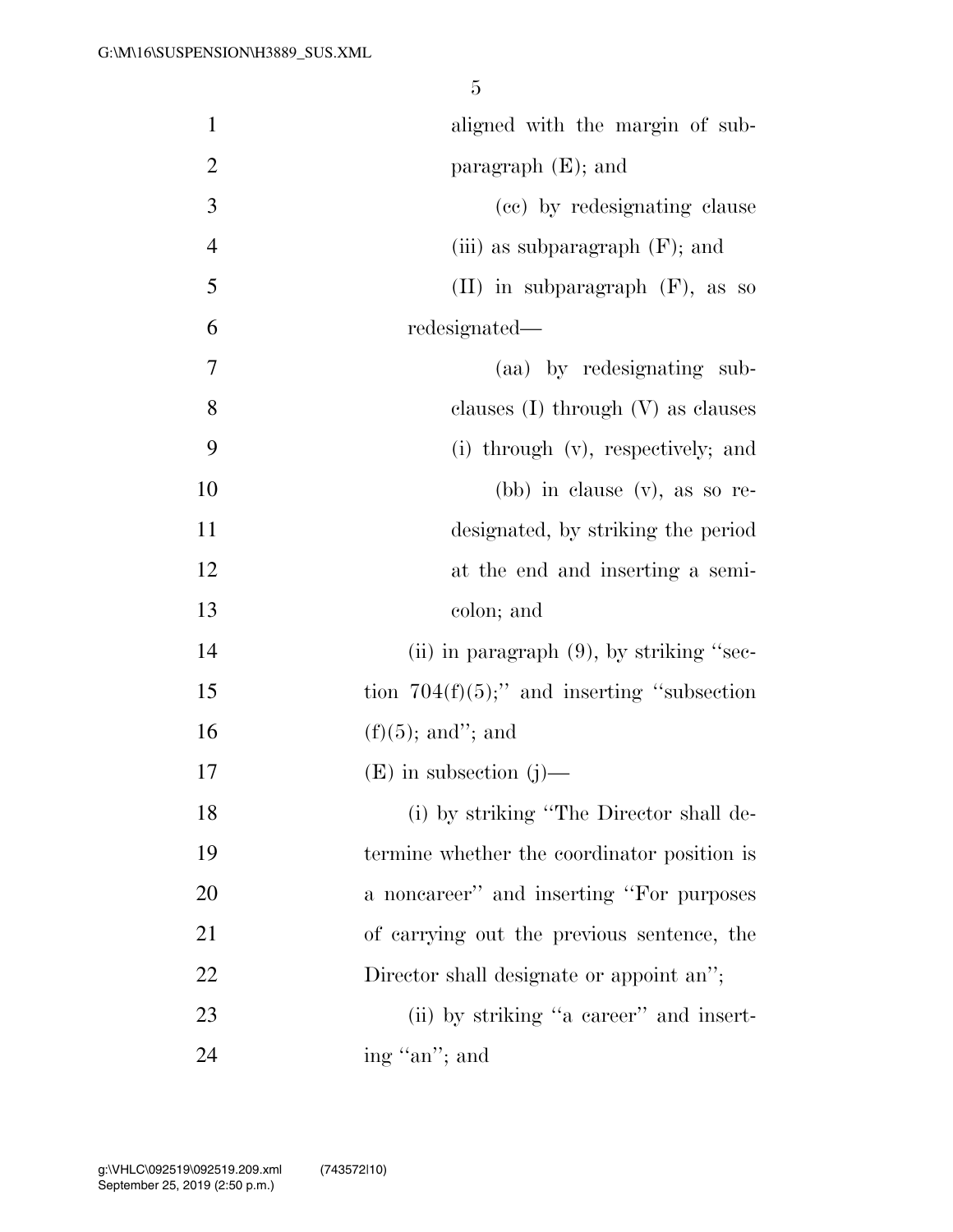aligned with the margin of subparagraph (E); and

(cc) by redesignating clause (iii) as subparagraph (F); and

(II) in subparagraph (F), as so redesignated—

(aa) by redesignating subclauses (I) through (V) as clauses (i) through (v), respectively; and

(bb) in clause (v), as so redesignated, by striking the period at the end and inserting a semicolon; and

(ii) in paragraph (9), by striking "section 704(f)(5);" and inserting "subsection (f)(5); and"; and

(E) in subsection (j)—

(i) by striking "The Director shall determine whether the coordinator position is a noncareer" and inserting "For purposes of carrying out the previous sentence, the Director shall designate or appoint an";

(ii) by striking "a career" and inserting "an"; and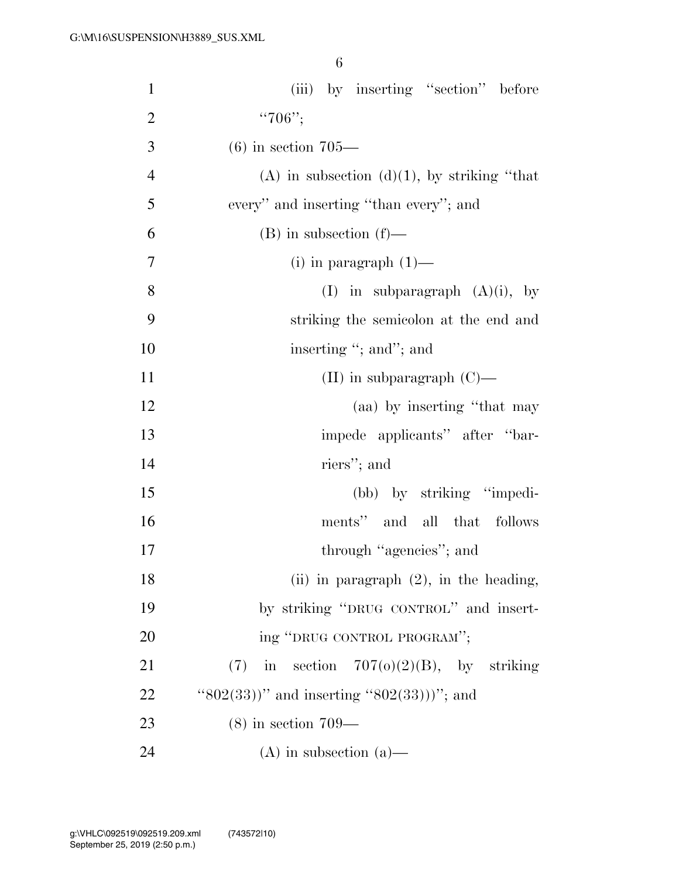(iii) by inserting "section" before "706";

(6) in section 705—

(A) in subsection (d)(1), by striking "that every" and inserting "than every"; and

(B) in subsection (f)—

(i) in paragraph (1)—

(I) in subparagraph (A)(i), by striking the semicolon at the end and inserting "; and"; and

(II) in subparagraph (C)—

(aa) by inserting "that may impede applicants" after "barriers"; and

(bb) by striking "impediments" and all that follows through "agencies"; and

(ii) in paragraph (2), in the heading, by striking "DRUG CONTROL" and inserting "DRUG CONTROL PROGRAM";

(7) in section 707(o)(2)(B), by striking "802(33))" and inserting "802(33)))"; and

(8) in section 709—

(A) in subsection (a)—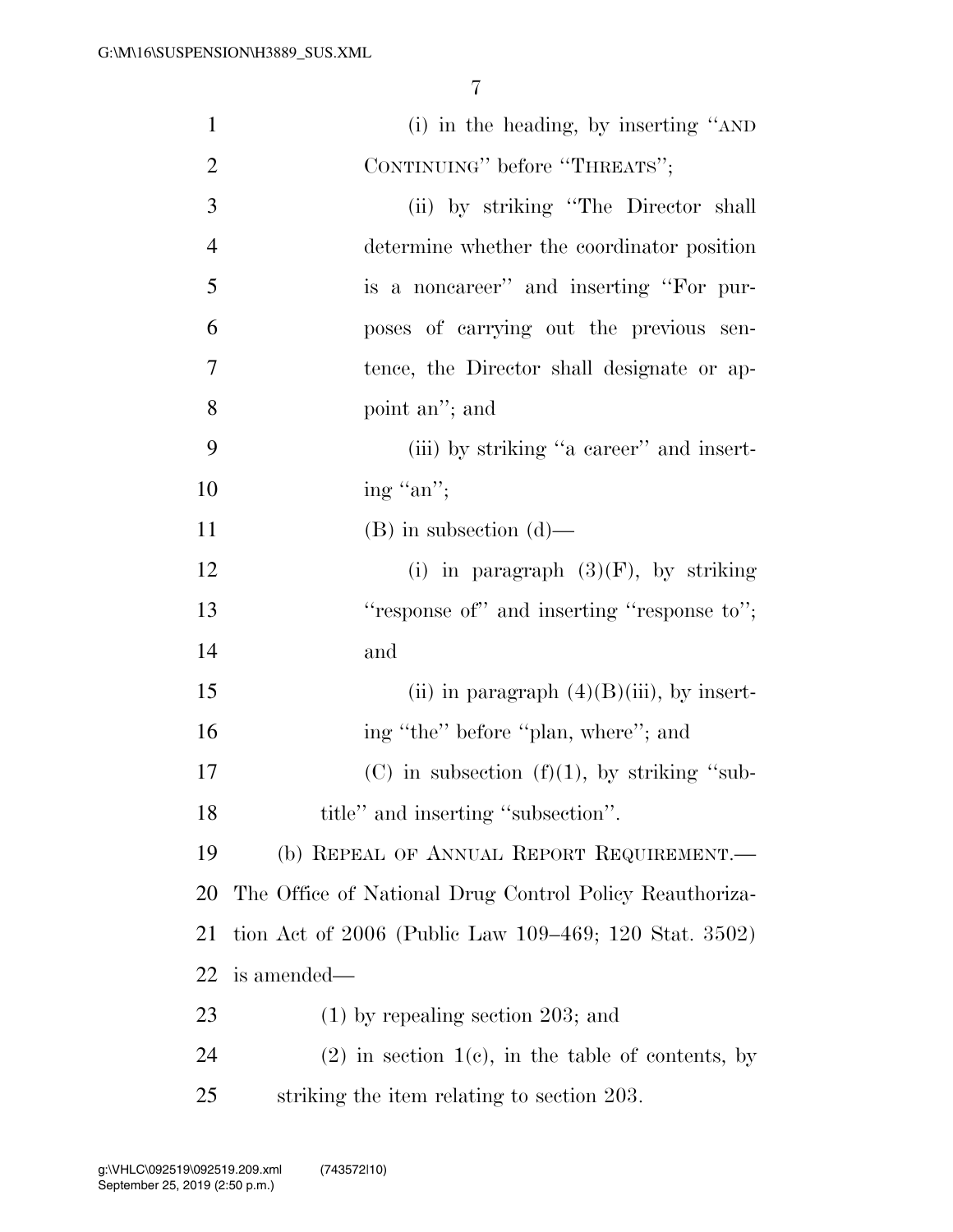(i) in the heading, by inserting ''AND CONTINUING'' before ''THREATS'';

(ii) by striking ''The Director shall determine whether the coordinator position is a noncareer'' and inserting ''For purposes of carrying out the previous sentence, the Director shall designate or appoint an''; and

(iii) by striking ''a career'' and inserting ''an'';

(B) in subsection (d)—

(i) in paragraph (3)(F), by striking ''response of'' and inserting ''response to''; and

(ii) in paragraph (4)(B)(iii), by inserting ''the'' before ''plan, where''; and

(C) in subsection (f)(1), by striking ''subtitle'' and inserting ''subsection''.

(b) REPEAL OF ANNUAL REPORT REQUIREMENT.—The Office of National Drug Control Policy Reauthorization Act of 2006 (Public Law 109–469; 120 Stat. 3502) is amended—

(1) by repealing section 203; and

(2) in section 1(c), in the table of contents, by striking the item relating to section 203.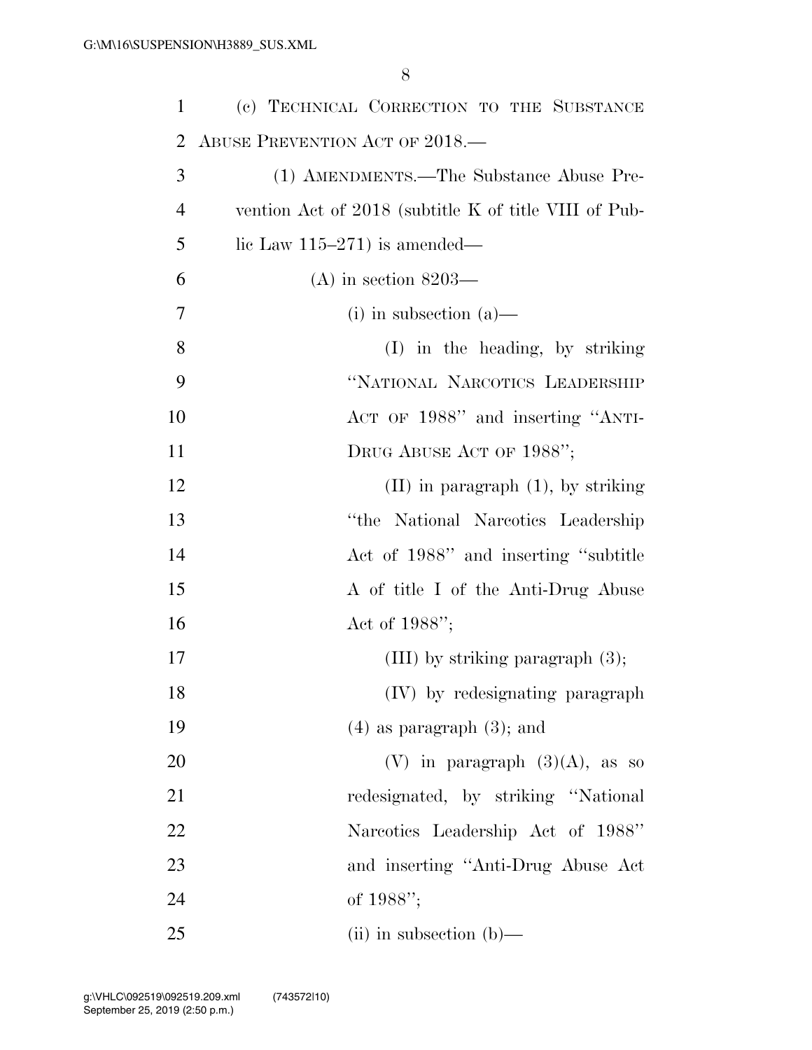(c) TECHNICAL CORRECTION TO THE SUBSTANCE ABUSE PREVENTION ACT OF 2018.—

(1) AMENDMENTS.—The Substance Abuse Prevention Act of 2018 (subtitle K of title VIII of Public Law 115–271) is amended—

(A) in section 8203—

(i) in subsection (a)—

(I) in the heading, by striking "NATIONAL NARCOTICS LEADERSHIP ACT OF 1988" and inserting "ANTI-DRUG ABUSE ACT OF 1988";

(II) in paragraph (1), by striking "the National Narcotics Leadership Act of 1988" and inserting "subtitle A of title I of the Anti-Drug Abuse Act of 1988";

(III) by striking paragraph (3);

(IV) by redesignating paragraph (4) as paragraph (3); and

(V) in paragraph (3)(A), as so redesignated, by striking "National Narcotics Leadership Act of 1988" and inserting "Anti-Drug Abuse Act of 1988";

(ii) in subsection (b)—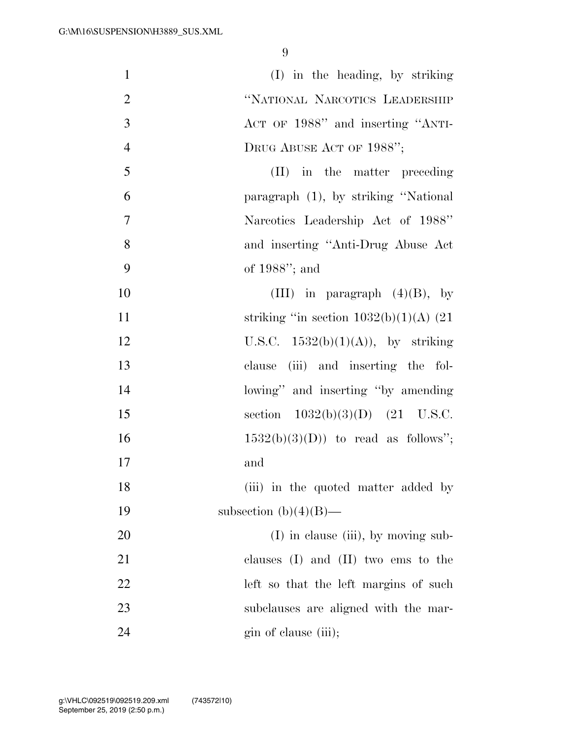(I) in the heading, by striking "NATIONAL NARCOTICS LEADERSHIP ACT OF 1988" and inserting "ANTI-DRUG ABUSE ACT OF 1988";

(II) in the matter preceding paragraph (1), by striking "National Narcotics Leadership Act of 1988" and inserting "Anti-Drug Abuse Act of 1988"; and

(III) in paragraph (4)(B), by striking "in section 1032(b)(1)(A) (21 U.S.C. 1532(b)(1)(A)), by striking clause (iii) and inserting the following" and inserting "by amending section 1032(b)(3)(D) (21 U.S.C. 1532(b)(3)(D)) to read as follows"; and

(iii) in the quoted matter added by subsection (b)(4)(B)—

(I) in clause (iii), by moving subclauses (I) and (II) two ems to the left so that the left margins of such subclauses are aligned with the margin of clause (iii);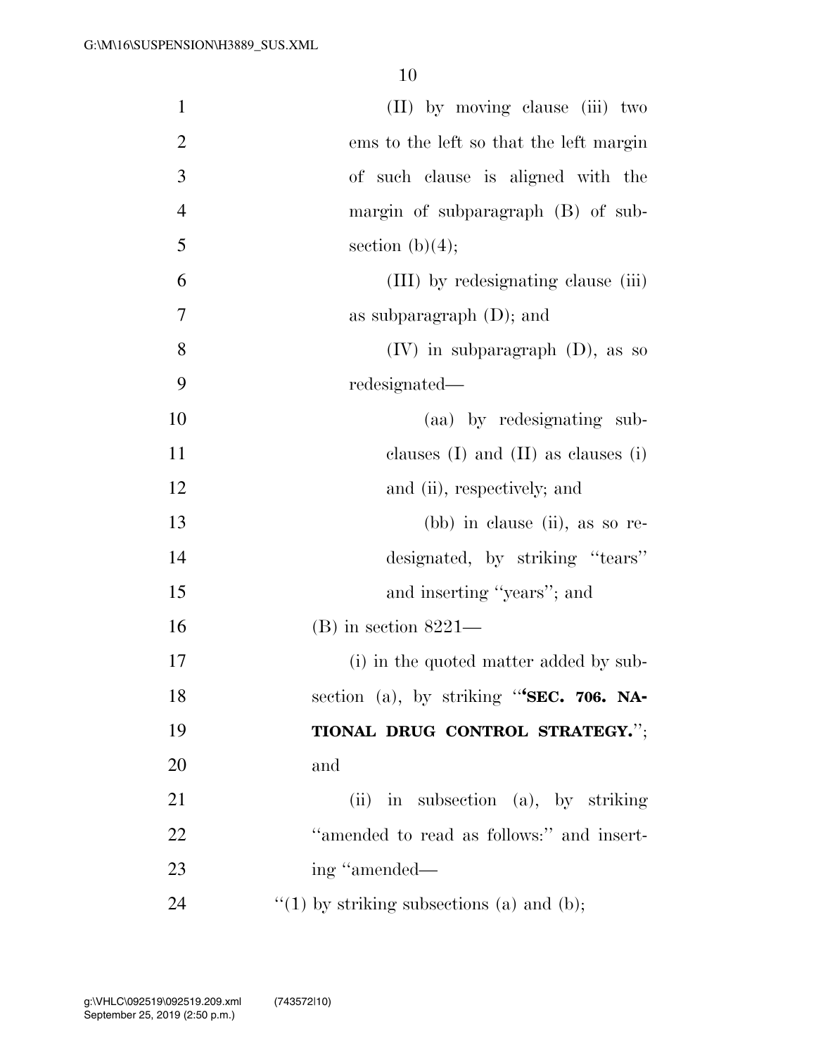(II) by moving clause (iii) two ems to the left so that the left margin of such clause is aligned with the margin of subparagraph (B) of subsection (b)(4);

(III) by redesignating clause (iii) as subparagraph (D); and

(IV) in subparagraph (D), as so redesignated—

(aa) by redesignating subclauses (I) and (II) as clauses (i) and (ii), respectively; and

(bb) in clause (ii), as so redesignated, by striking ''tears'' and inserting ''years''; and

(B) in section 8221—

(i) in the quoted matter added by subsection (a), by striking '''**SEC. 706. NATIONAL DRUG CONTROL STRATEGY.**''; and

(ii) in subsection (a), by striking ''amended to read as follows:'' and inserting ''amended—

''(1) by striking subsections (a) and (b);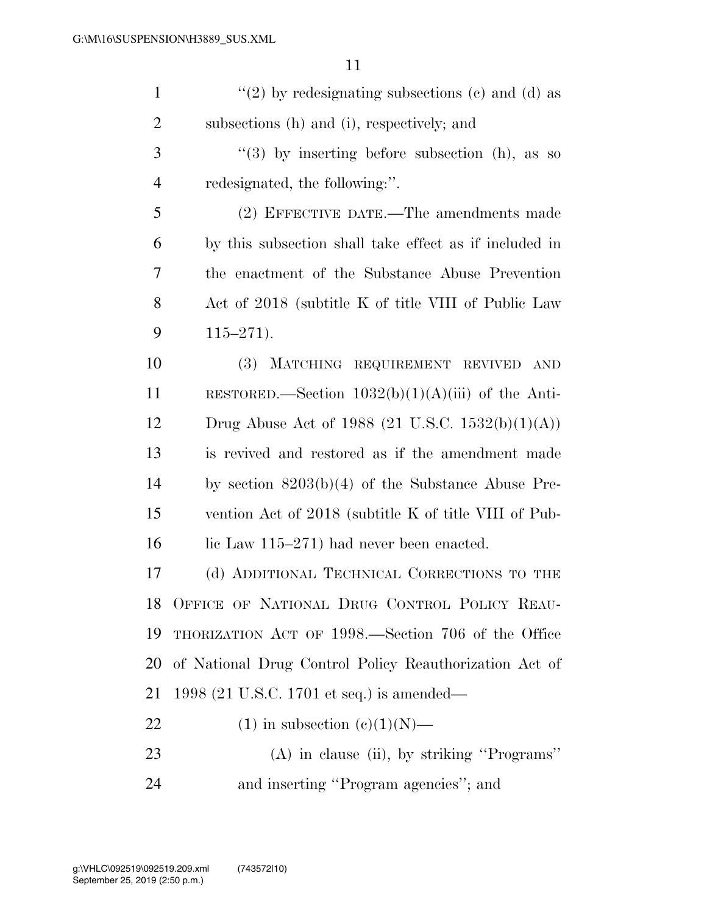"(2) by redesignating subsections (c) and (d) as subsections (h) and (i), respectively; and

"(3) by inserting before subsection (h), as so redesignated, the following:".

(2) EFFECTIVE DATE.—The amendments made by this subsection shall take effect as if included in the enactment of the Substance Abuse Prevention Act of 2018 (subtitle K of title VIII of Public Law 115–271).

(3) MATCHING REQUIREMENT REVIVED AND RESTORED.—Section 1032(b)(1)(A)(iii) of the Anti-Drug Abuse Act of 1988 (21 U.S.C. 1532(b)(1)(A)) is revived and restored as if the amendment made by section 8203(b)(4) of the Substance Abuse Prevention Act of 2018 (subtitle K of title VIII of Public Law 115–271) had never been enacted.

(d) ADDITIONAL TECHNICAL CORRECTIONS TO THE OFFICE OF NATIONAL DRUG CONTROL POLICY REAUTHORIZATION ACT OF 1998.—Section 706 of the Office of National Drug Control Policy Reauthorization Act of 1998 (21 U.S.C. 1701 et seq.) is amended—

(1) in subsection (c)(1)(N)—

(A) in clause (ii), by striking "Programs" and inserting "Program agencies"; and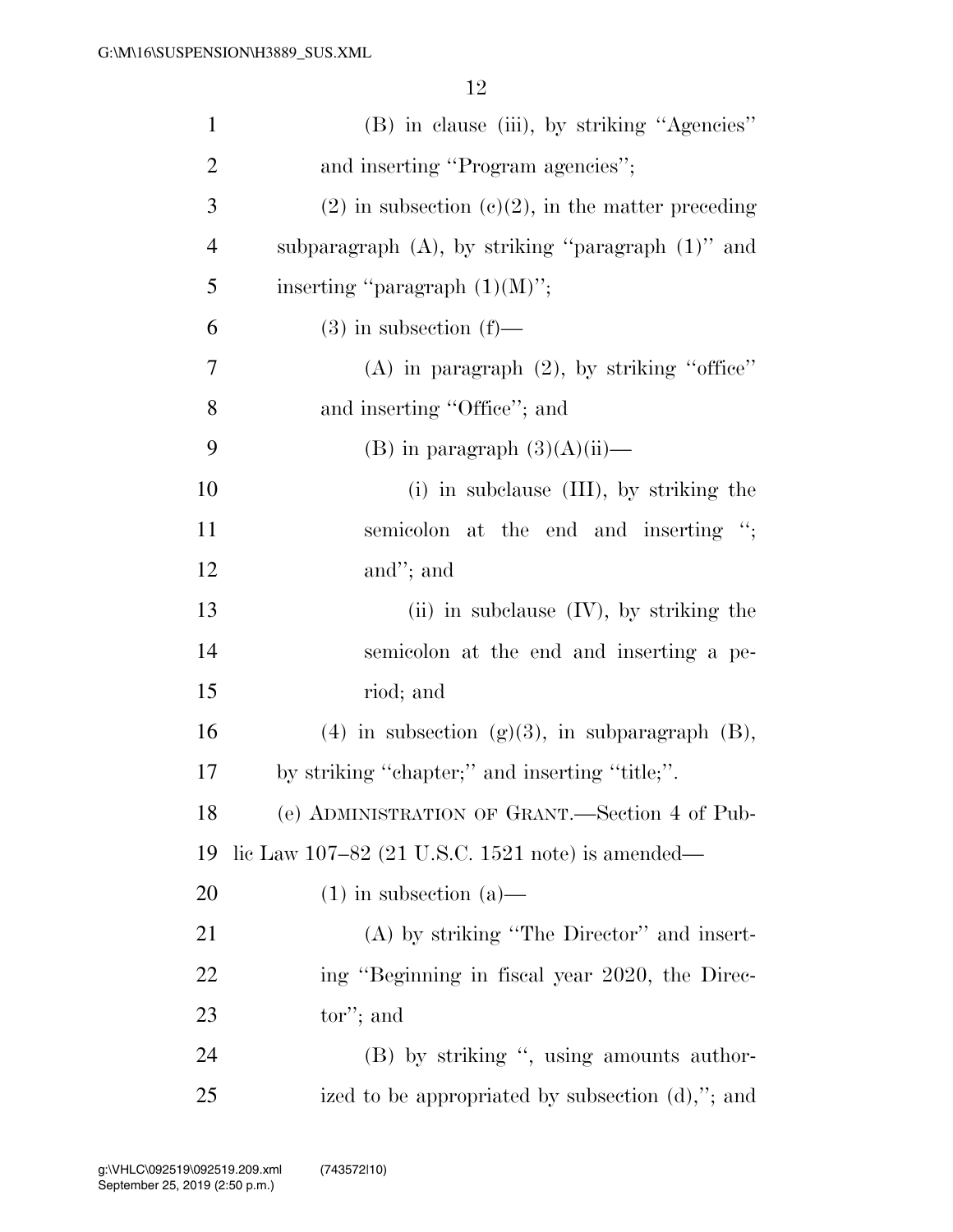(B) in clause (iii), by striking "Agencies" and inserting "Program agencies";

(2) in subsection (c)(2), in the matter preceding subparagraph (A), by striking "paragraph (1)" and inserting "paragraph (1)(M)";

(3) in subsection (f)—

(A) in paragraph (2), by striking "office" and inserting "Office"; and

(B) in paragraph (3)(A)(ii)—

(i) in subclause (III), by striking the semicolon at the end and inserting "; and"; and

(ii) in subclause (IV), by striking the semicolon at the end and inserting a period; and

(4) in subsection (g)(3), in subparagraph (B), by striking "chapter;" and inserting "title;".

(e) ADMINISTRATION OF GRANT.—Section 4 of Public Law 107–82 (21 U.S.C. 1521 note) is amended—

(1) in subsection (a)—

(A) by striking "The Director" and inserting "Beginning in fiscal year 2020, the Director"; and

(B) by striking ", using amounts authorized to be appropriated by subsection (d),"; and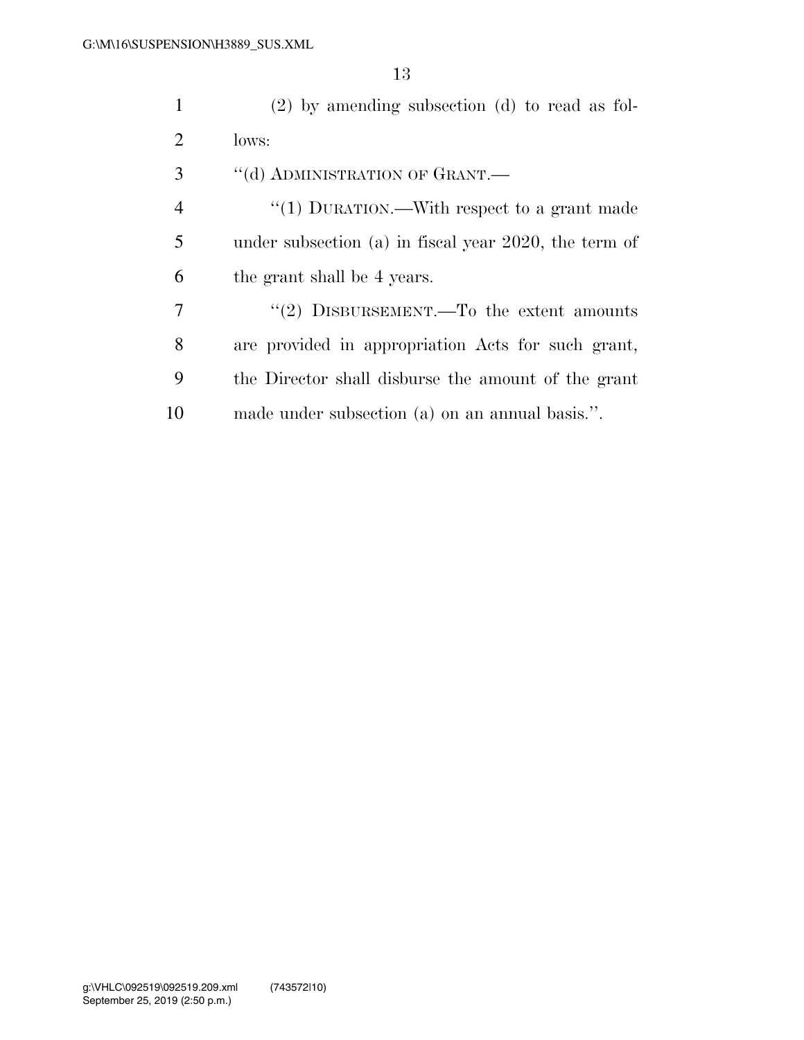(2) by amending subsection (d) to read as follows:

"(d) ADMINISTRATION OF GRANT.—

"(1) DURATION.—With respect to a grant made under subsection (a) in fiscal year 2020, the term of the grant shall be 4 years.

"(2) DISBURSEMENT.—To the extent amounts are provided in appropriation Acts for such grant, the Director shall disburse the amount of the grant made under subsection (a) on an annual basis.".